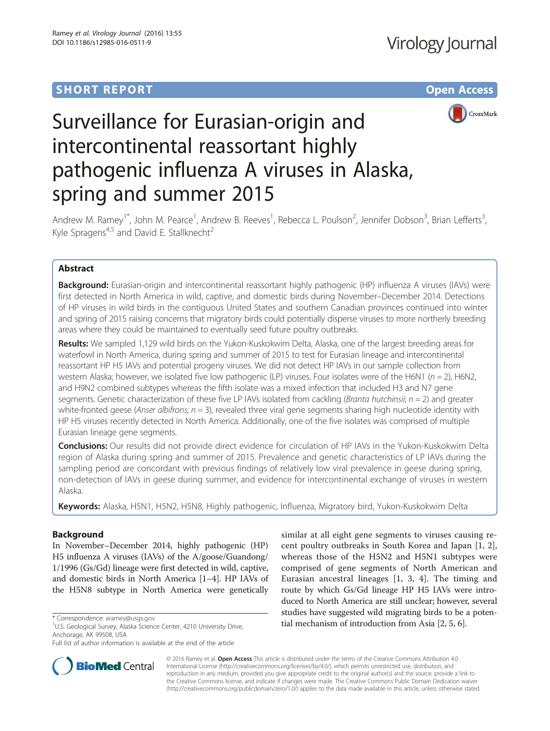SHORT REPORT

Open Access

# Surveillance for Eurasian-origin and intercontinental reassortant highly pathogenic influenza A viruses in Alaska, spring and summer 2015

Andrew M. Ramey[1*], John M. Pearce[1], Andrew B. Reeves[1], Rebecca L. Poulson[2], Jennifer Dobson[3], Brian Lefferts[3], Kyle Spragens[4,5] and David E. Stallknecht[2]

## Abstract

**Background:** Eurasian-origin and intercontinental reassortant highly pathogenic (HP) influenza A viruses (IAVs) were first detected in North America in wild, captive, and domestic birds during November–December 2014. Detections of HP viruses in wild birds in the contiguous United States and southern Canadian provinces continued into winter and spring of 2015 raising concerns that migratory birds could potentially disperse viruses to more northerly breeding areas where they could be maintained to eventually seed future poultry outbreaks.

**Results:** We sampled 1,129 wild birds on the Yukon-Kuskokwim Delta, Alaska, one of the largest breeding areas for waterfowl in North America, during spring and summer of 2015 to test for Eurasian lineage and intercontinental reassortant HP H5 IAVs and potential progeny viruses. We did not detect HP IAVs in our sample collection from western Alaska; however, we isolated five low pathogenic (LP) viruses. Four isolates were of the H6N1 ($n = 2$), H6N2, and H9N2 combined subtypes whereas the fifth isolate was a mixed infection that included H3 and N7 gene segments. Genetic characterization of these five LP IAVs isolated from cackling (*Branta hutchinsii*; $n = 2$) and greater white-fronted geese (*Anser albifrons*; $n = 3$), revealed three viral gene segments sharing high nucleotide identity with HP H5 viruses recently detected in North America. Additionally, one of the five isolates was comprised of multiple Eurasian lineage gene segments.

**Conclusions:** Our results did not provide direct evidence for circulation of HP IAVs in the Yukon-Kuskokwim Delta region of Alaska during spring and summer of 2015. Prevalence and genetic characteristics of LP IAVs during the sampling period are concordant with previous findings of relatively low viral prevalence in geese during spring, non-detection of IAVs in geese during summer, and evidence for intercontinental exchange of viruses in western Alaska.

**Keywords:** Alaska, H5N1, H5N2, H5N8, Highly pathogenic, Influenza, Migratory bird, Yukon-Kuskokwim Delta

## Background

In November–December 2014, highly pathogenic (HP) H5 influenza A viruses (IAVs) of the A/goose/Guandong/1/1996 (Gs/Gd) lineage were first detected in wild, captive, and domestic birds in North America [1–4]. HP IAVs of the H5N8 subtype in North America were genetically similar at all eight gene segments to viruses causing recent poultry outbreaks in South Korea and Japan [1, 2], whereas those of the H5N2 and H5N1 subtypes were comprised of gene segments of North American and Eurasian ancestral lineages [1, 3, 4]. The timing and route by which Gs/Gd lineage HP H5 IAVs were introduced to North America are still unclear; however, several studies have suggested wild migrating birds to be a potential mechanism of introduction from Asia [2, 5, 6].

\* Correspondence: aramey@usgs.gov
[1]U.S. Geological Survey, Alaska Science Center, 4210 University Drive, Anchorage, AK 99508, USA
Full list of author information is available at the end of the article

© 2016 Ramey et al. **Open Access** This article is distributed under the terms of the Creative Commons Attribution 4.0 International License (http://creativecommons.org/licenses/by/4.0/), which permits unrestricted use, distribution, and reproduction in any medium, provided you give appropriate credit to the original author(s) and the source, provide a link to the Creative Commons license, and indicate if changes were made. The Creative Commons Public Domain Dedication waiver (http://creativecommons.org/publicdomain/zero/1.0/) applies to the data made available in this article, unless otherwise stated.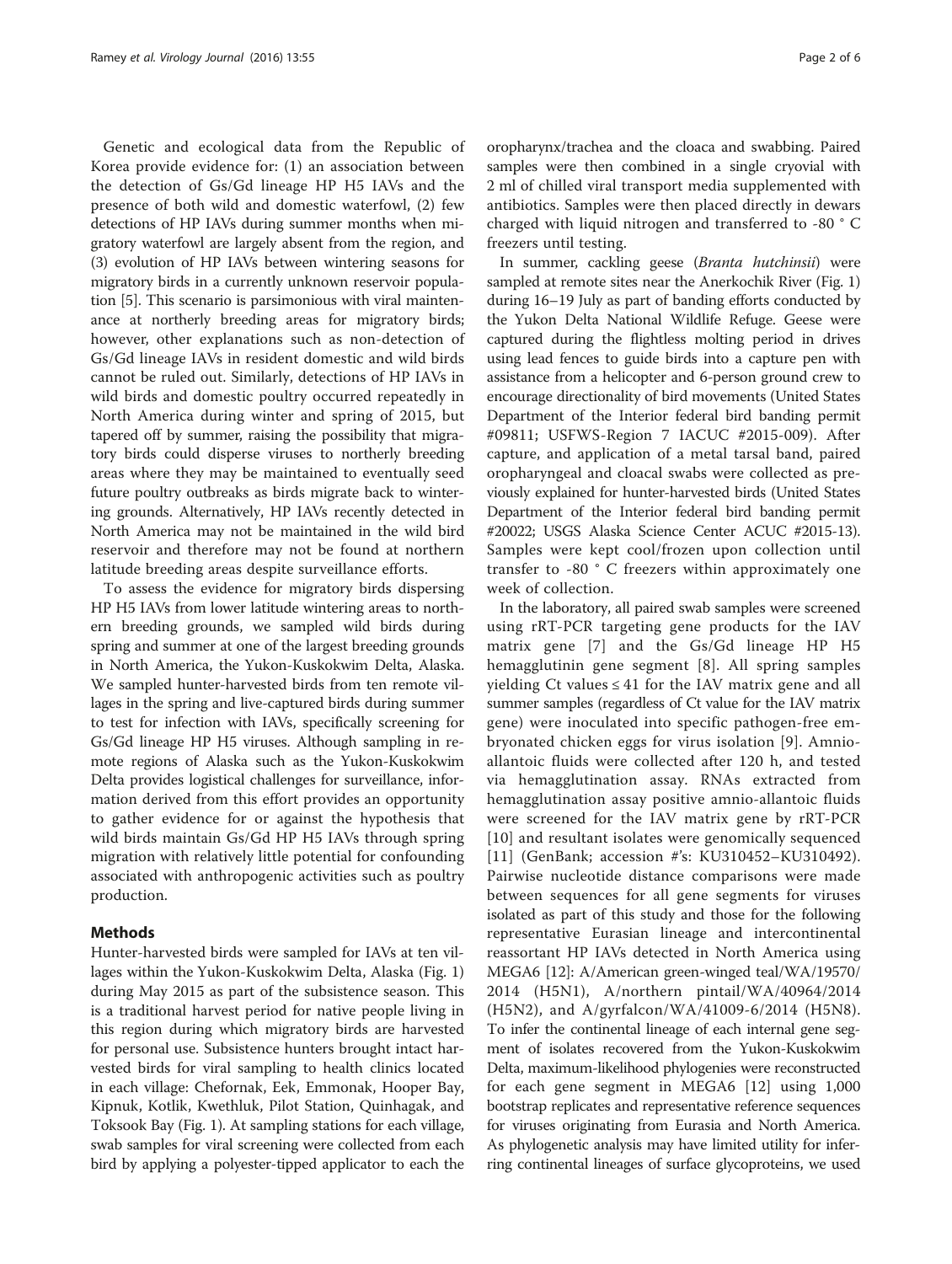Genetic and ecological data from the Republic of Korea provide evidence for: (1) an association between the detection of Gs/Gd lineage HP H5 IAVs and the presence of both wild and domestic waterfowl, (2) few detections of HP IAVs during summer months when migratory waterfowl are largely absent from the region, and (3) evolution of HP IAVs between wintering seasons for migratory birds in a currently unknown reservoir population [5]. This scenario is parsimonious with viral maintenance at northerly breeding areas for migratory birds; however, other explanations such as non-detection of Gs/Gd lineage IAVs in resident domestic and wild birds cannot be ruled out. Similarly, detections of HP IAVs in wild birds and domestic poultry occurred repeatedly in North America during winter and spring of 2015, but tapered off by summer, raising the possibility that migratory birds could disperse viruses to northerly breeding areas where they may be maintained to eventually seed future poultry outbreaks as birds migrate back to wintering grounds. Alternatively, HP IAVs recently detected in North America may not be maintained in the wild bird reservoir and therefore may not be found at northern latitude breeding areas despite surveillance efforts.

To assess the evidence for migratory birds dispersing HP H5 IAVs from lower latitude wintering areas to northern breeding grounds, we sampled wild birds during spring and summer at one of the largest breeding grounds in North America, the Yukon-Kuskokwim Delta, Alaska. We sampled hunter-harvested birds from ten remote villages in the spring and live-captured birds during summer to test for infection with IAVs, specifically screening for Gs/Gd lineage HP H5 viruses. Although sampling in remote regions of Alaska such as the Yukon-Kuskokwim Delta provides logistical challenges for surveillance, information derived from this effort provides an opportunity to gather evidence for or against the hypothesis that wild birds maintain Gs/Gd HP H5 IAVs through spring migration with relatively little potential for confounding associated with anthropogenic activities such as poultry production.

## Methods

Hunter-harvested birds were sampled for IAVs at ten villages within the Yukon-Kuskokwim Delta, Alaska (Fig. 1) during May 2015 as part of the subsistence season. This is a traditional harvest period for native people living in this region during which migratory birds are harvested for personal use. Subsistence hunters brought intact harvested birds for viral sampling to health clinics located in each village: Chefornak, Eek, Emmonak, Hooper Bay, Kipnuk, Kotlik, Kwethluk, Pilot Station, Quinhagak, and Toksook Bay (Fig. 1). At sampling stations for each village, swab samples for viral screening were collected from each bird by applying a polyester-tipped applicator to each the oropharynx/trachea and the cloaca and swabbing. Paired samples were then combined in a single cryovial with 2 ml of chilled viral transport media supplemented with antibiotics. Samples were then placed directly in dewars charged with liquid nitrogen and transferred to -80 ° C freezers until testing.

In summer, cackling geese (*Branta hutchinsii*) were sampled at remote sites near the Anerkochik River (Fig. 1) during 16–19 July as part of banding efforts conducted by the Yukon Delta National Wildlife Refuge. Geese were captured during the flightless molting period in drives using lead fences to guide birds into a capture pen with assistance from a helicopter and 6-person ground crew to encourage directionality of bird movements (United States Department of the Interior federal bird banding permit #09811; USFWS-Region 7 IACUC #2015-009). After capture, and application of a metal tarsal band, paired oropharyngeal and cloacal swabs were collected as previously explained for hunter-harvested birds (United States Department of the Interior federal bird banding permit #20022; USGS Alaska Science Center ACUC #2015-13). Samples were kept cool/frozen upon collection until transfer to -80 ° C freezers within approximately one week of collection.

In the laboratory, all paired swab samples were screened using rRT-PCR targeting gene products for the IAV matrix gene [7] and the Gs/Gd lineage HP H5 hemagglutinin gene segment [8]. All spring samples yielding Ct values ≤ 41 for the IAV matrix gene and all summer samples (regardless of Ct value for the IAV matrix gene) were inoculated into specific pathogen-free embryonated chicken eggs for virus isolation [9]. Amnio-allantoic fluids were collected after 120 h, and tested via hemagglutination assay. RNAs extracted from hemagglutination assay positive amnio-allantoic fluids were screened for the IAV matrix gene by rRT-PCR [10] and resultant isolates were genomically sequenced [11] (GenBank; accession #'s: KU310452–KU310492). Pairwise nucleotide distance comparisons were made between sequences for all gene segments for viruses isolated as part of this study and those for the following representative Eurasian lineage and intercontinental reassortant HP IAVs detected in North America using MEGA6 [12]: A/American green-winged teal/WA/19570/2014 (H5N1), A/northern pintail/WA/40964/2014 (H5N2), and A/gyrfalcon/WA/41009-6/2014 (H5N8). To infer the continental lineage of each internal gene segment of isolates recovered from the Yukon-Kuskokwim Delta, maximum-likelihood phylogenies were reconstructed for each gene segment in MEGA6 [12] using 1,000 bootstrap replicates and representative reference sequences for viruses originating from Eurasia and North America. As phylogenetic analysis may have limited utility for inferring continental lineages of surface glycoproteins, we used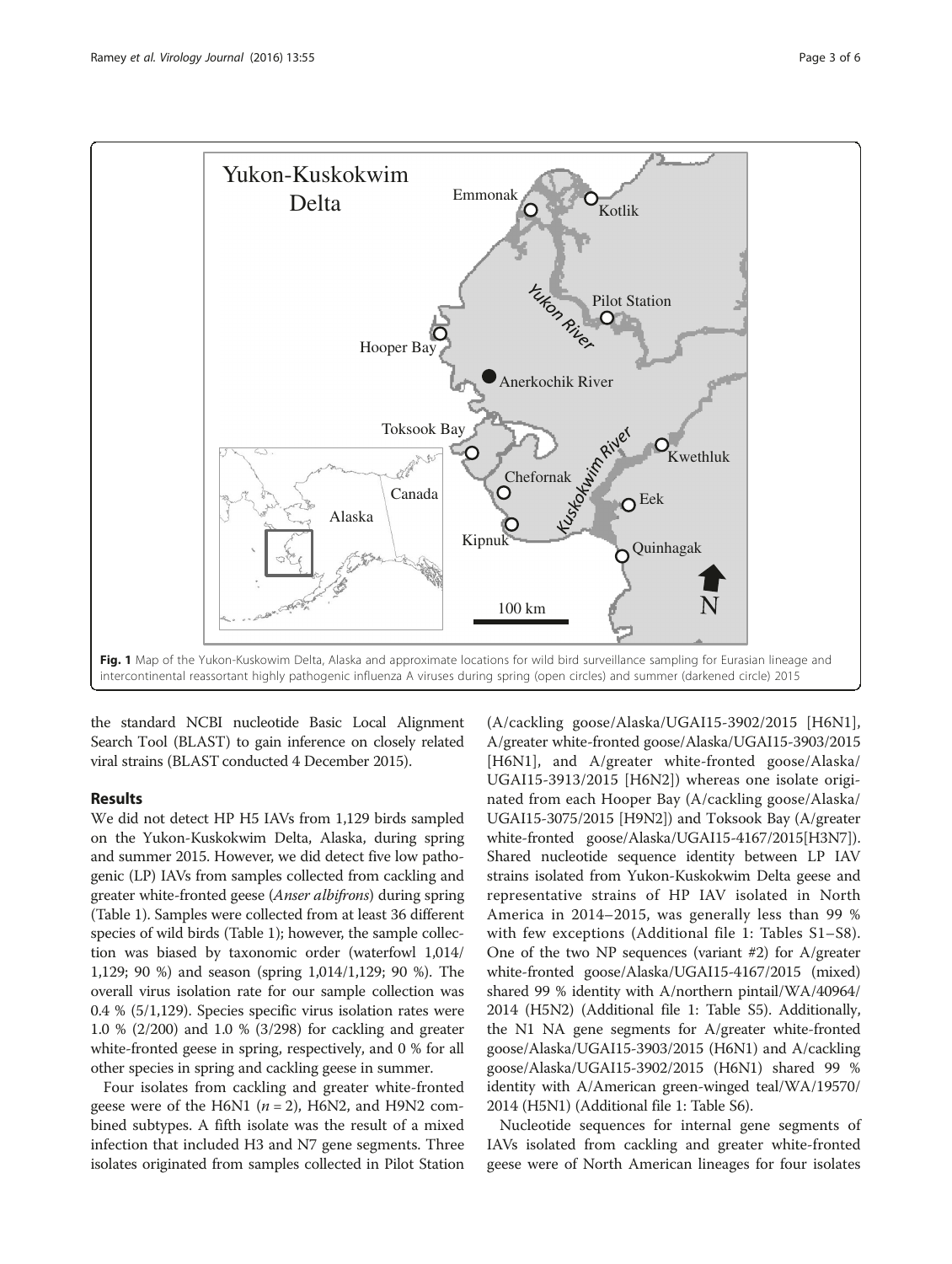**Fig. 1** Map of the Yukon-Kuskowim Delta, Alaska and approximate locations for wild bird surveillance sampling for Eurasian lineage and intercontinental reassortant highly pathogenic influenza A viruses during spring (open circles) and summer (darkened circle) 2015

the standard NCBI nucleotide Basic Local Alignment Search Tool (BLAST) to gain inference on closely related viral strains (BLAST conducted 4 December 2015).

## Results

We did not detect HP H5 IAVs from 1,129 birds sampled on the Yukon-Kuskokwim Delta, Alaska, during spring and summer 2015. However, we did detect five low pathogenic (LP) IAVs from samples collected from cackling and greater white-fronted geese (*Anser albifrons*) during spring (Table 1). Samples were collected from at least 36 different species of wild birds (Table 1); however, the sample collection was biased by taxonomic order (waterfowl 1,014/1,129; 90 %) and season (spring 1,014/1,129; 90 %). The overall virus isolation rate for our sample collection was 0.4 % (5/1,129). Species specific virus isolation rates were 1.0 % (2/200) and 1.0 % (3/298) for cackling and greater white-fronted geese in spring, respectively, and 0 % for all other species in spring and cackling geese in summer.

Four isolates from cackling and greater white-fronted geese were of the H6N1 ($n = 2$), H6N2, and H9N2 combined subtypes. A fifth isolate was the result of a mixed infection that included H3 and N7 gene segments. Three isolates originated from samples collected in Pilot Station (A/cackling goose/Alaska/UGAI15-3902/2015 [H6N1], A/greater white-fronted goose/Alaska/UGAI15-3903/2015 [H6N1], and A/greater white-fronted goose/Alaska/UGAI15-3913/2015 [H6N2]) whereas one isolate originated from each Hooper Bay (A/cackling goose/Alaska/UGAI15-3075/2015 [H9N2]) and Toksook Bay (A/greater white-fronted goose/Alaska/UGAI15-4167/2015[H3N7]). Shared nucleotide sequence identity between LP IAV strains isolated from Yukon-Kuskokwim Delta geese and representative strains of HP IAV isolated in North America in 2014–2015, was generally less than 99 % with few exceptions (Additional file 1: Tables S1–S8). One of the two NP sequences (variant #2) for A/greater white-fronted goose/Alaska/UGAI15-4167/2015 (mixed) shared 99 % identity with A/northern pintail/WA/40964/2014 (H5N2) (Additional file 1: Table S5). Additionally, the N1 NA gene segments for A/greater white-fronted goose/Alaska/UGAI15-3903/2015 (H6N1) and A/cackling goose/Alaska/UGAI15-3902/2015 (H6N1) shared 99 % identity with A/American green-winged teal/WA/19570/2014 (H5N1) (Additional file 1: Table S6).

Nucleotide sequences for internal gene segments of IAVs isolated from cackling and greater white-fronted geese were of North American lineages for four isolates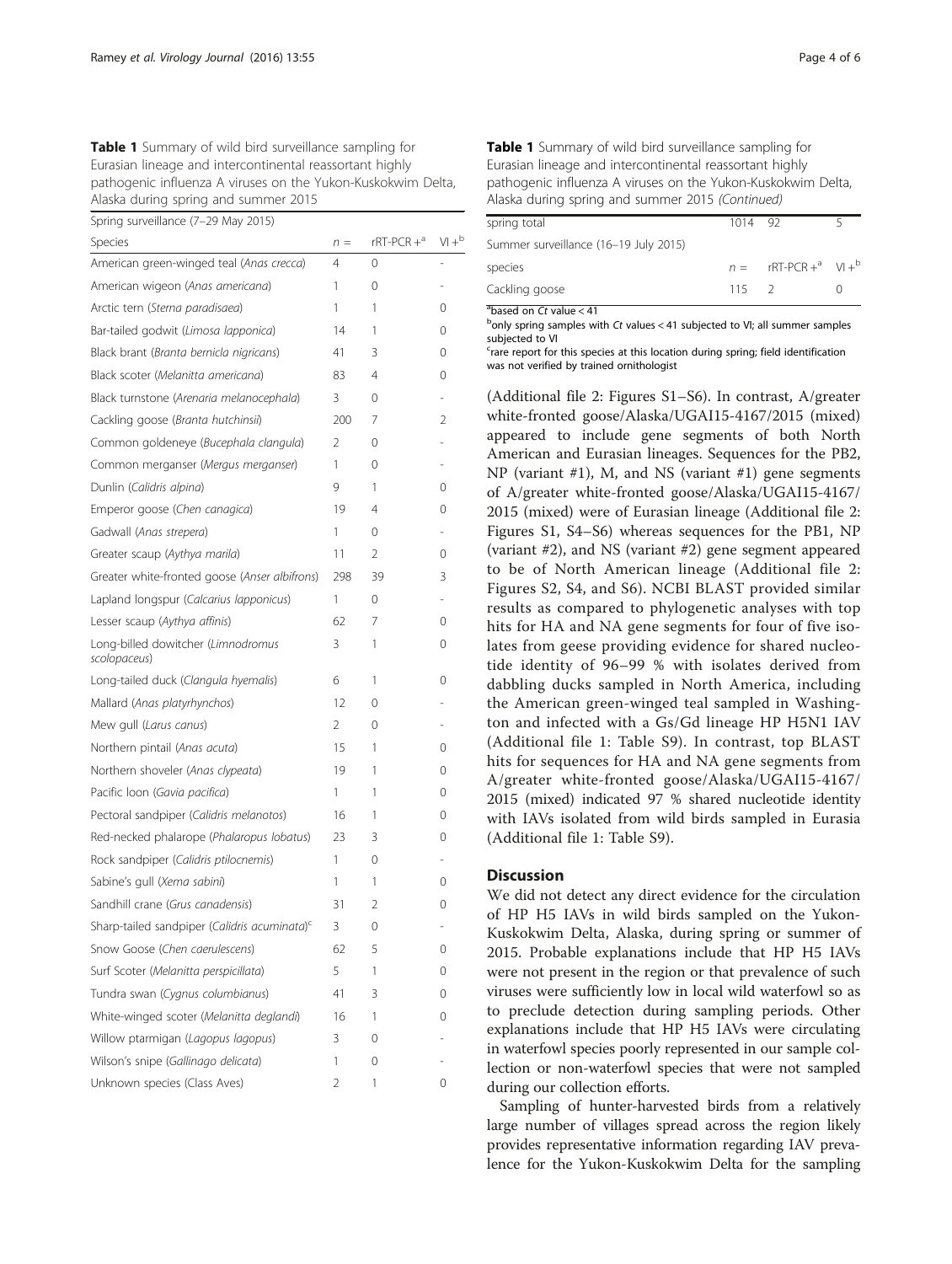**Table 1** Summary of wild bird surveillance sampling for Eurasian lineage and intercontinental reassortant highly pathogenic influenza A viruses on the Yukon-Kuskokwim Delta, Alaska during spring and summer 2015

| Spring surveillance (7–29 May 2015) | | | |
|---|---|---|---|
| Species | n = | rRT-PCR +[a] | VI +[b] |
| American green-winged teal (*Anas crecca*) | 4 | 0 | - |
| American wigeon (*Anas americana*) | 1 | 0 | - |
| Arctic tern (*Sterna paradisaea*) | 1 | 1 | 0 |
| Bar-tailed godwit (*Limosa lapponica*) | 14 | 1 | 0 |
| Black brant (*Branta bernicla nigricans*) | 41 | 3 | 0 |
| Black scoter (*Melanitta americana*) | 83 | 4 | 0 |
| Black turnstone (*Arenaria melanocephala*) | 3 | 0 | - |
| Cackling goose (*Branta hutchinsii*) | 200 | 7 | 2 |
| Common goldeneye (*Bucephala clangula*) | 2 | 0 | - |
| Common merganser (*Mergus merganser*) | 1 | 0 | - |
| Dunlin (*Calidris alpina*) | 9 | 1 | 0 |
| Emperor goose (*Chen canagica*) | 19 | 4 | 0 |
| Gadwall (*Anas strepera*) | 1 | 0 | - |
| Greater scaup (*Aythya marila*) | 11 | 2 | 0 |
| Greater white-fronted goose (*Anser albifrons*) | 298 | 39 | 3 |
| Lapland longspur (*Calcarius lapponicus*) | 1 | 0 | - |
| Lesser scaup (*Aythya affinis*) | 62 | 7 | 0 |
| Long-billed dowitcher (*Limnodromus scolopaceus*) | 3 | 1 | 0 |
| Long-tailed duck (*Clangula hyemalis*) | 6 | 1 | 0 |
| Mallard (*Anas platyrhynchos*) | 12 | 0 | - |
| Mew gull (*Larus canus*) | 2 | 0 | - |
| Northern pintail (*Anas acuta*) | 15 | 1 | 0 |
| Northern shoveler (*Anas clypeata*) | 19 | 1 | 0 |
| Pacific loon (*Gavia pacifica*) | 1 | 1 | 0 |
| Pectoral sandpiper (*Calidris melanotos*) | 16 | 1 | 0 |
| Red-necked phalarope (*Phalaropus lobatus*) | 23 | 3 | 0 |
| Rock sandpiper (*Calidris ptilocnemis*) | 1 | 0 | - |
| Sabine's gull (*Xema sabini*) | 1 | 1 | 0 |
| Sandhill crane (*Grus canadensis*) | 31 | 2 | 0 |
| Sharp-tailed sandpiper (*Calidris acuminata*)[c] | 3 | 0 | - |
| Snow Goose (*Chen caerulescens*) | 62 | 5 | 0 |
| Surf Scoter (*Melanitta perspicillata*) | 5 | 1 | 0 |
| Tundra swan (*Cygnus columbianus*) | 41 | 3 | 0 |
| White-winged scoter (*Melanitta deglandi*) | 16 | 1 | 0 |
| Willow ptarmigan (*Lagopus lagopus*) | 3 | 0 | - |
| Wilson's snipe (*Gallinago delicata*) | 1 | 0 | - |
| Unknown species (Class Aves) | 2 | 1 | 0 |
| spring total | 1014 | 92 | 5 |
| Summer surveillance (16–19 July 2015) | | | |
| species | n = | rRT-PCR +[a] | VI +[b] |
| Cackling goose | 115 | 2 | 0 |

[a]based on *Ct* value < 41
[b]only spring samples with *Ct* values < 41 subjected to VI; all summer samples subjected to VI
[c]rare report for this species at this location during spring; field identification was not verified by trained ornithologist

(Additional file 2: Figures S1–S6). In contrast, A/greater white-fronted goose/Alaska/UGAI15-4167/2015 (mixed) appeared to include gene segments of both North American and Eurasian lineages. Sequences for the PB2, NP (variant #1), M, and NS (variant #1) gene segments of A/greater white-fronted goose/Alaska/UGAI15-4167/2015 (mixed) were of Eurasian lineage (Additional file 2: Figures S1, S4–S6) whereas sequences for the PB1, NP (variant #2), and NS (variant #2) gene segment appeared to be of North American lineage (Additional file 2: Figures S2, S4, and S6). NCBI BLAST provided similar results as compared to phylogenetic analyses with top hits for HA and NA gene segments for four of five isolates from geese providing evidence for shared nucleotide identity of 96–99 % with isolates derived from dabbling ducks sampled in North America, including the American green-winged teal sampled in Washington and infected with a Gs/Gd lineage HP H5N1 IAV (Additional file 1: Table S9). In contrast, top BLAST hits for sequences for HA and NA gene segments from A/greater white-fronted goose/Alaska/UGAI15-4167/2015 (mixed) indicated 97 % shared nucleotide identity with IAVs isolated from wild birds sampled in Eurasia (Additional file 1: Table S9).

## Discussion

We did not detect any direct evidence for the circulation of HP H5 IAVs in wild birds sampled on the Yukon-Kuskokwim Delta, Alaska, during spring or summer of 2015. Probable explanations include that HP H5 IAVs were not present in the region or that prevalence of such viruses were sufficiently low in local wild waterfowl so as to preclude detection during sampling periods. Other explanations include that HP H5 IAVs were circulating in waterfowl species poorly represented in our sample collection or non-waterfowl species that were not sampled during our collection efforts.

Sampling of hunter-harvested birds from a relatively large number of villages spread across the region likely provides representative information regarding IAV prevalence for the Yukon-Kuskokwim Delta for the sampling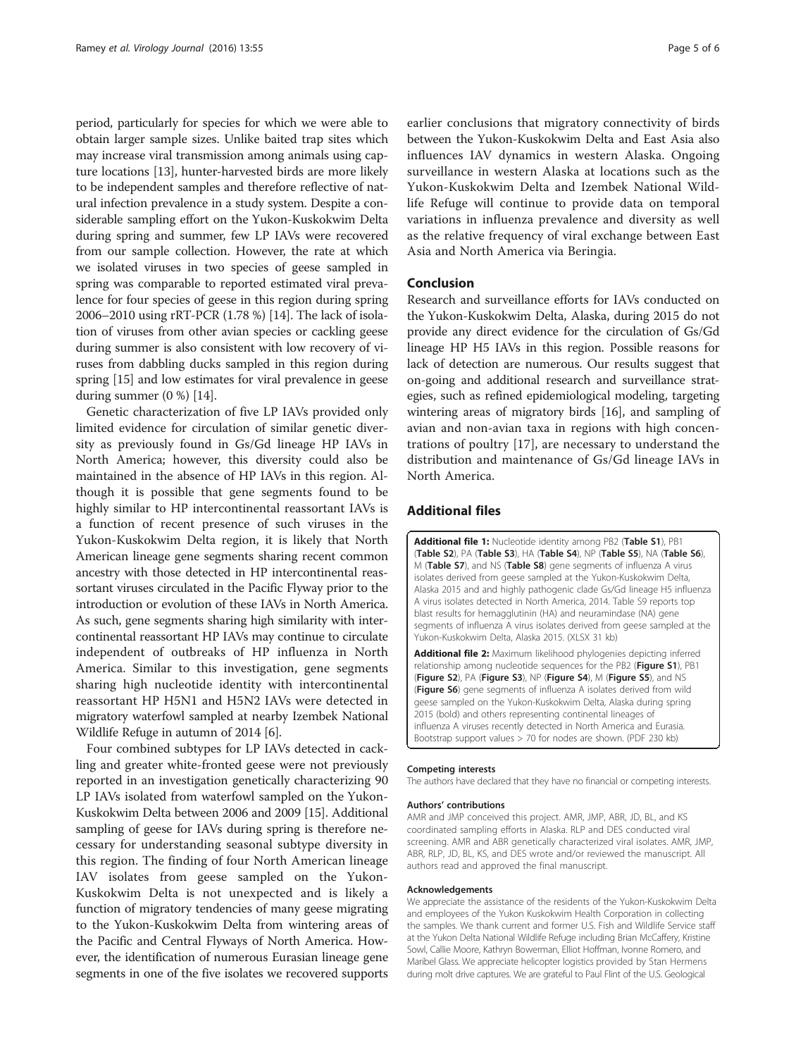period, particularly for species for which we were able to obtain larger sample sizes. Unlike baited trap sites which may increase viral transmission among animals using capture locations [13], hunter-harvested birds are more likely to be independent samples and therefore reflective of natural infection prevalence in a study system. Despite a considerable sampling effort on the Yukon-Kuskokwim Delta during spring and summer, few LP IAVs were recovered from our sample collection. However, the rate at which we isolated viruses in two species of geese sampled in spring was comparable to reported estimated viral prevalence for four species of geese in this region during spring 2006–2010 using rRT-PCR (1.78 %) [14]. The lack of isolation of viruses from other avian species or cackling geese during summer is also consistent with low recovery of viruses from dabbling ducks sampled in this region during spring [15] and low estimates for viral prevalence in geese during summer (0 %) [14].

Genetic characterization of five LP IAVs provided only limited evidence for circulation of similar genetic diversity as previously found in Gs/Gd lineage HP IAVs in North America; however, this diversity could also be maintained in the absence of HP IAVs in this region. Although it is possible that gene segments found to be highly similar to HP intercontinental reassortant IAVs is a function of recent presence of such viruses in the Yukon-Kuskokwim Delta region, it is likely that North American lineage gene segments sharing recent common ancestry with those detected in HP intercontinental reassortant viruses circulated in the Pacific Flyway prior to the introduction or evolution of these IAVs in North America. As such, gene segments sharing high similarity with intercontinental reassortant HP IAVs may continue to circulate independent of outbreaks of HP influenza in North America. Similar to this investigation, gene segments sharing high nucleotide identity with intercontinental reassortant HP H5N1 and H5N2 IAVs were detected in migratory waterfowl sampled at nearby Izembek National Wildlife Refuge in autumn of 2014 [6].

Four combined subtypes for LP IAVs detected in cackling and greater white-fronted geese were not previously reported in an investigation genetically characterizing 90 LP IAVs isolated from waterfowl sampled on the Yukon-Kuskokwim Delta between 2006 and 2009 [15]. Additional sampling of geese for IAVs during spring is therefore necessary for understanding seasonal subtype diversity in this region. The finding of four North American lineage IAV isolates from geese sampled on the Yukon-Kuskokwim Delta is not unexpected and is likely a function of migratory tendencies of many geese migrating to the Yukon-Kuskokwim Delta from wintering areas of the Pacific and Central Flyways of North America. However, the identification of numerous Eurasian lineage gene segments in one of the five isolates we recovered supports earlier conclusions that migratory connectivity of birds between the Yukon-Kuskokwim Delta and East Asia also influences IAV dynamics in western Alaska. Ongoing surveillance in western Alaska at locations such as the Yukon-Kuskokwim Delta and Izembek National Wildlife Refuge will continue to provide data on temporal variations in influenza prevalence and diversity as well as the relative frequency of viral exchange between East Asia and North America via Beringia.

## Conclusion

Research and surveillance efforts for IAVs conducted on the Yukon-Kuskokwim Delta, Alaska, during 2015 do not provide any direct evidence for the circulation of Gs/Gd lineage HP H5 IAVs in this region. Possible reasons for lack of detection are numerous. Our results suggest that on-going and additional research and surveillance strategies, such as refined epidemiological modeling, targeting wintering areas of migratory birds [16], and sampling of avian and non-avian taxa in regions with high concentrations of poultry [17], are necessary to understand the distribution and maintenance of Gs/Gd lineage IAVs in North America.

## Additional files

**Additional file 1:** Nucleotide identity among PB2 (**Table S1**), PB1 (**Table S2**), PA (**Table S3**), HA (**Table S4**), NP (**Table S5**), NA (**Table S6**), M (**Table S7**), and NS (**Table S8**) gene segments of influenza A virus isolates derived from geese sampled at the Yukon-Kuskokwim Delta, Alaska 2015 and and highly pathogenic clade Gs/Gd lineage H5 influenza A virus isolates detected in North America, 2014. Table S9 reports top blast results for hemagglutinin (HA) and neuramindase (NA) gene segments of influenza A virus isolates derived from geese sampled at the Yukon-Kuskokwim Delta, Alaska 2015. (XLSX 31 kb)

**Additional file 2:** Maximum likelihood phylogenies depicting inferred relationship among nucleotide sequences for the PB2 (**Figure S1**), PB1 (**Figure S2**), PA (**Figure S3**), NP (**Figure S4**), M (**Figure S5**), and NS (**Figure S6**) gene segments of influenza A isolates derived from wild geese sampled on the Yukon-Kuskokwim Delta, Alaska during spring 2015 (bold) and others representing continental lineages of influenza A viruses recently detected in North America and Eurasia. Bootstrap support values > 70 for nodes are shown. (PDF 230 kb)

#### Competing interests

The authors have declared that they have no financial or competing interests.

#### Authors' contributions

AMR and JMP conceived this project. AMR, JMP, ABR, JD, BL, and KS coordinated sampling efforts in Alaska. RLP and DES conducted viral screening. AMR and ABR genetically characterized viral isolates. AMR, JMP, ABR, RLP, JD, BL, KS, and DES wrote and/or reviewed the manuscript. All authors read and approved the final manuscript.

#### Acknowledgements

We appreciate the assistance of the residents of the Yukon-Kuskokwim Delta and employees of the Yukon Kuskokwim Health Corporation in collecting the samples. We thank current and former U.S. Fish and Wildlife Service staff at the Yukon Delta National Wildlife Refuge including Brian McCaffery, Kristine Sowl, Callie Moore, Kathryn Bowerman, Elliot Hoffman, Ivonne Romero, and Maribel Glass. We appreciate helicopter logistics provided by Stan Hermens during molt drive captures. We are grateful to Paul Flint of the U.S. Geological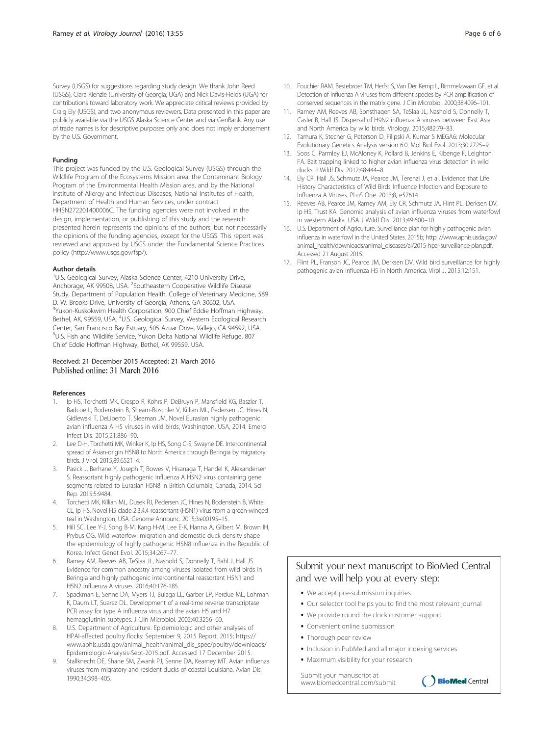Survey (USGS) for suggestions regarding study design. We thank John Reed (USGS), Clara Kienzle (University of Georgia; UGA) and Nick Davis-Fields (UGA) for contributions toward laboratory work. We appreciate critical reviews provided by Craig Ely (USGS), and two anonymous reviewers. Data presented in this paper are publicly available via the USGS Alaska Science Center and via GenBank. Any use of trade names is for descriptive purposes only and does not imply endorsement by the U.S. Government.

#### Funding

This project was funded by the U.S. Geological Survey (USGS) through the Wildlife Program of the Ecosystems Mission area, the Contaminant Biology Program of the Environmental Health Mission area, and by the National Institute of Allergy and Infectious Diseases, National Institutes of Health, Department of Health and Human Services, under contract HHSN272201400006C. The funding agencies were not involved in the design, implementation, or publishing of this study and the research presented herein represents the opinions of the authors, but not necessarily the opinions of the funding agencies, except for the USGS. This report was reviewed and approved by USGS under the Fundamental Science Practices policy (http://www.usgs.gov/fsp/).

#### Author details

[1]U.S. Geological Survey, Alaska Science Center, 4210 University Drive, Anchorage, AK 99508, USA. [2]Southeastern Cooperative Wildlife Disease Study, Department of Population Health, College of Veterinary Medicine, 589 D. W. Brooks Drive, University of Georgia, Athens, GA 30602, USA. [3]Yukon-Kuskokwim Health Corporation, 900 Chief Eddie Hoffman Highway, Bethel, AK, 99559, USA. [4]U.S. Geological Survey, Western Ecological Research Center, San Francisco Bay Estuary, 505 Azuar Drive, Vallejo, CA 94592, USA. [5]U.S. Fish and Wildlife Service, Yukon Delta National Wildlife Refuge, 807 Chief Eddie Hoffman Highway, Bethel, AK 99559, USA.

Received: 21 December 2015 Accepted: 21 March 2016
Published online: 31 March 2016

#### References

1. Ip HS, Torchetti MK, Crespo R, Kohrs P, DeBruyn P, Mansfield KG, Baszler T, Badcoe L, Bodenstein B, Shearn-Boschler V, Killian ML, Pedersen JC, Hines N, Gidlewski T, DeLiberto T, Sleeman JM. Novel Eurasian highly pathogenic avian influenza A H5 viruses in wild birds, Washington, USA, 2014. Emerg Infect Dis. 2015;21:886–90.
2. Lee D-H, Torchetti MK, Winker K, Ip HS, Song C-S, Swayne DE. Intercontinental spread of Asian-origin H5N8 to North America through Beringia by migratory birds. J Virol. 2015;89:6521–4.
3. Pasick J, Berhane Y, Joseph T, Bowes V, Hisanaga T, Handel K, Alexandersen S. Reassortant highly pathogenic influenza A H5N2 virus containing gene segments related to Eurasian H5N8 in British Columbia, Canada, 2014. Sci Rep. 2015;5:9484.
4. Torchetti MK, Killian ML, Dusek RJ, Pedersen JC, Hines N, Bodenstein B, White CL, Ip HS. Novel H5 clade 2.3.4.4 reassortant (H5N1) virus from a green-winged teal in Washington, USA. Genome Announc. 2015;3:e00195–15.
5. Hill SC, Lee Y-J, Song B-M, Kang H-M, Lee E-K, Hanna A, Gilbert M, Brown IH, Prybus OG. Wild waterfowl migration and domestic duck density shape the epidemiology of highly pathogenic H5N8 influenza in the Republic of Korea. Infect Genet Evol. 2015;34:267–77.
6. Ramey AM, Reeves AB, TeSlaa JL, Nashold S, Donnelly T, Bahl J, Hall JS. Evidence for common ancestry among viruses isolated from wild birds in Beringia and highly pathogenic intercontinental reassortant H5N1 and H5N2 influenza A viruses. 2016;40:176-185.
7. Spackman E, Senne DA, Myers TJ, Bulaga LL, Garber LP, Perdue ML, Lohman K, Daum LT, Suarez DL. Development of a real-time reverse transcriptase PCR assay for type A influenza virus and the avian H5 and H7 hemagglutinin subtypes. J Clin Microbiol. 2002;40:3256–60.
8. U.S. Department of Agriculture. Epidemiologic and other analyses of HPAI-affected poultry flocks: September 9, 2015 Report. 2015; https://www.aphis.usda.gov/animal_health/animal_dis_spec/poultry/downloads/Epidemiologic-Analysis-Sept-2015.pdf. Accessed 17 December 2015.
9. Stallknecht DE, Shane SM, Zwank PJ, Senne DA, Kearney MT. Avian influenza viruses from migratory and resident ducks of coastal Louisiana. Avian Dis. 1990;34:398–405.
10. Fouchier RAM, Bestebroer TM, Herfst S, Van Der Kemp L, Rimmelzwaan GF, et al. Detection of influenza A viruses from different species by PCR amplification of conserved sequences in the matrix gene. J Clin Microbiol. 2000;38:4096–101.
11. Ramey AM, Reeves AB, Sonsthagen SA, TeSlaa JL, Nashold S, Donnelly T, Casler B, Hall JS. Dispersal of H9N2 influenza A viruses between East Asia and North America by wild birds. Virology. 2015;482:79–83.
12. Tamura K, Stecher G, Peterson D, Filipski A. Kumar S MEGA6: Molecular Evolutionary Genetics Analysis version 6.0. Mol Biol Evol. 2013;30:2725–9.
13. Soos C, Parmley EJ, McAloney K, Pollard B, Jenkins E, Kibenge F, Leighton FA. Bait trapping linked to higher avian influenza virus detection in wild ducks. J Wildl Dis. 2012;48:444–8.
14. Ely CR, Hall JS, Schmutz JA, Pearce JM, Terenzi J, et al. Evidence that Life History Characteristics of Wild Birds Influence Infection and Exposure to Influenza A Viruses. PLoS One. 2013;8, e57614.
15. Reeves AB, Pearce JM, Ramey AM, Ely CR, Schmutz JA, Flint PL, Derksen DV, Ip HS, Trust KA. Genomic analysis of avian influenza viruses from waterfowl in western Alaska. USA J Wildl Dis. 2013;49:600–10.
16. U.S. Department of Agriculture. Surveillance plan for highly pathogenic avian influenza in waterfowl in the United States. 2015b; http://www.aphis.usda.gov/animal_health/downloads/animal_diseases/ai/2015-hpai-surveillance-plan.pdf. Accessed 21 August 2015.
17. Flint PL, Franson JC, Pearce JM, Derksen DV. Wild bird surveillance for highly pathogenic avian influenza H5 in North America. Virol J. 2015;12:151.

Submit your next manuscript to BioMed Central and we will help you at every step:

- We accept pre-submission inquiries
- Our selector tool helps you to find the most relevant journal
- We provide round the clock customer support
- Convenient online submission
- Thorough peer review
- Inclusion in PubMed and all major indexing services
- Maximum visibility for your research

Submit your manuscript at www.biomedcentral.com/submit

BioMed Central